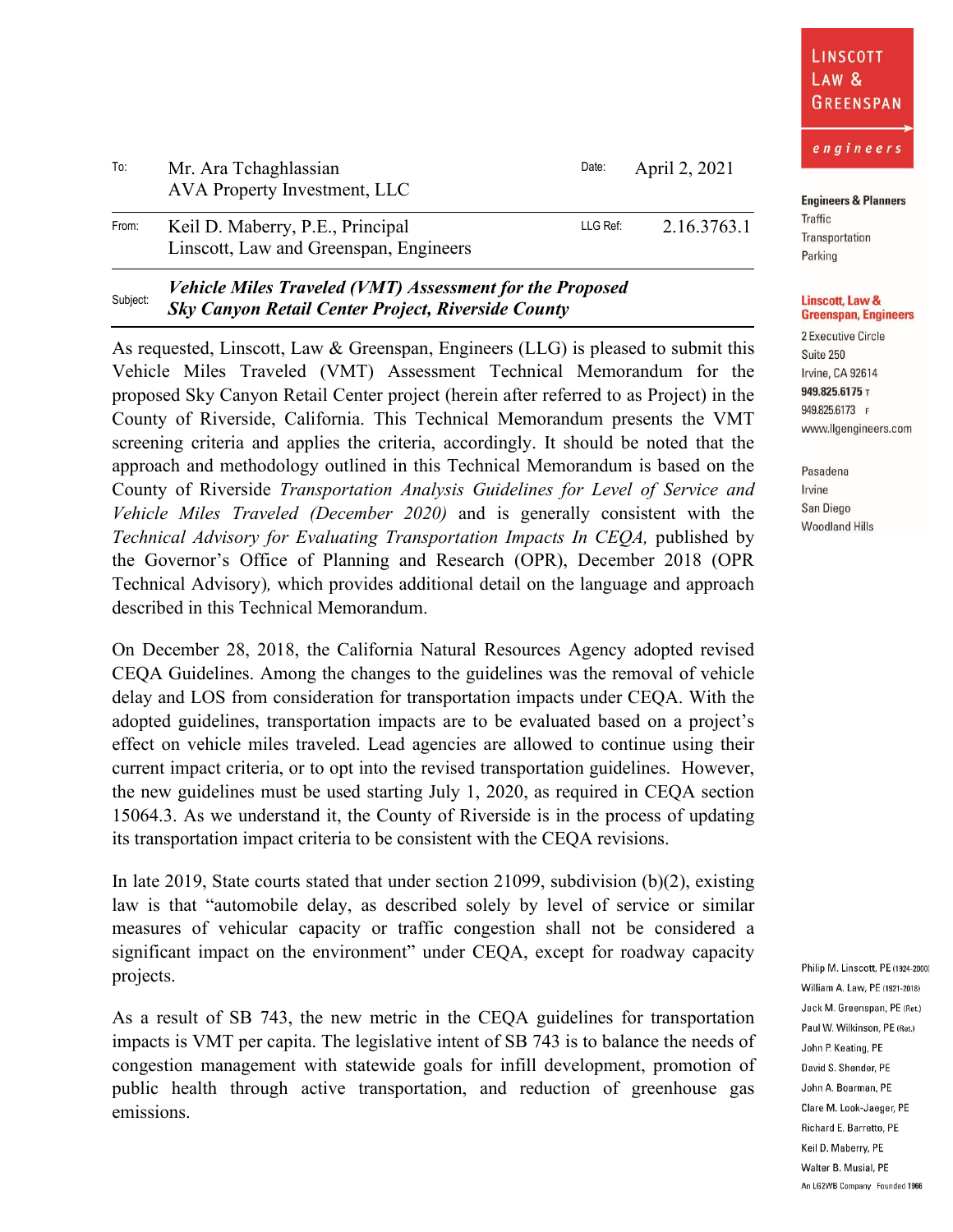| To: | Mr. Ara Tchaghlassian<br>AVA Property Investment, LLC | Date: | April 2, 2021 |
|---|---|---|---|
| From: | Keil D. Maberry, P.E., Principal<br>Linscott, Law and Greenspan, Engineers | LLG Ref: | 2.16.3763.1 |
| Subject: | ***Vehicle Miles Traveled (VMT) Assessment for the Proposed Sky Canyon Retail Center Project, Riverside County*** | | |

As requested, Linscott, Law & Greenspan, Engineers (LLG) is pleased to submit this Vehicle Miles Traveled (VMT) Assessment Technical Memorandum for the proposed Sky Canyon Retail Center project (herein after referred to as Project) in the County of Riverside, California. This Technical Memorandum presents the VMT screening criteria and applies the criteria, accordingly. It should be noted that the approach and methodology outlined in this Technical Memorandum is based on the County of Riverside *Transportation Analysis Guidelines for Level of Service and Vehicle Miles Traveled (December 2020)* and is generally consistent with the *Technical Advisory for Evaluating Transportation Impacts In CEQA,* published by the Governor's Office of Planning and Research (OPR), December 2018 (OPR Technical Advisory)*,* which provides additional detail on the language and approach described in this Technical Memorandum.

On December 28, 2018, the California Natural Resources Agency adopted revised CEQA Guidelines. Among the changes to the guidelines was the removal of vehicle delay and LOS from consideration for transportation impacts under CEQA. With the adopted guidelines, transportation impacts are to be evaluated based on a project's effect on vehicle miles traveled. Lead agencies are allowed to continue using their current impact criteria, or to opt into the revised transportation guidelines. However, the new guidelines must be used starting July 1, 2020, as required in CEQA section 15064.3. As we understand it, the County of Riverside is in the process of updating its transportation impact criteria to be consistent with the CEQA revisions.

In late 2019, State courts stated that under section 21099, subdivision (b)(2), existing law is that "automobile delay, as described solely by level of service or similar measures of vehicular capacity or traffic congestion shall not be considered a significant impact on the environment" under CEQA, except for roadway capacity projects.

As a result of SB 743, the new metric in the CEQA guidelines for transportation impacts is VMT per capita. The legislative intent of SB 743 is to balance the needs of congestion management with statewide goals for infill development, promotion of public health through active transportation, and reduction of greenhouse gas emissions.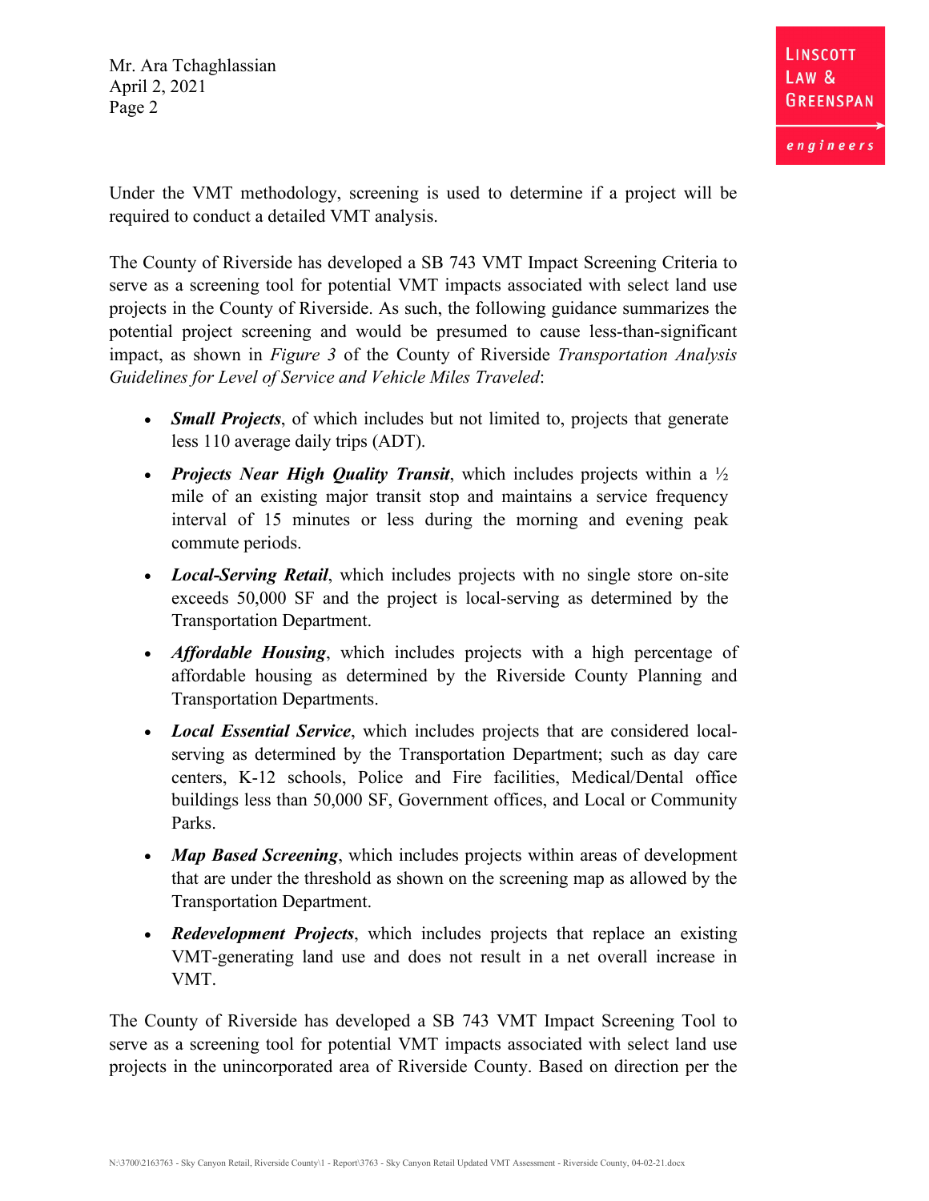Under the VMT methodology, screening is used to determine if a project will be required to conduct a detailed VMT analysis.

The County of Riverside has developed a SB 743 VMT Impact Screening Criteria to serve as a screening tool for potential VMT impacts associated with select land use projects in the County of Riverside. As such, the following guidance summarizes the potential project screening and would be presumed to cause less-than-significant impact, as shown in *Figure 3* of the County of Riverside *Transportation Analysis Guidelines for Level of Service and Vehicle Miles Traveled*:

- ***Small Projects***, of which includes but not limited to, projects that generate less 110 average daily trips (ADT).
- ***Projects Near High Quality Transit***, which includes projects within a ½ mile of an existing major transit stop and maintains a service frequency interval of 15 minutes or less during the morning and evening peak commute periods.
- ***Local-Serving Retail***, which includes projects with no single store on-site exceeds 50,000 SF and the project is local-serving as determined by the Transportation Department.
- ***Affordable Housing***, which includes projects with a high percentage of affordable housing as determined by the Riverside County Planning and Transportation Departments.
- ***Local Essential Service***, which includes projects that are considered local-serving as determined by the Transportation Department; such as day care centers, K-12 schools, Police and Fire facilities, Medical/Dental office buildings less than 50,000 SF, Government offices, and Local or Community Parks.
- ***Map Based Screening***, which includes projects within areas of development that are under the threshold as shown on the screening map as allowed by the Transportation Department.
- ***Redevelopment Projects***, which includes projects that replace an existing VMT-generating land use and does not result in a net overall increase in VMT.

The County of Riverside has developed a SB 743 VMT Impact Screening Tool to serve as a screening tool for potential VMT impacts associated with select land use projects in the unincorporated area of Riverside County. Based on direction per the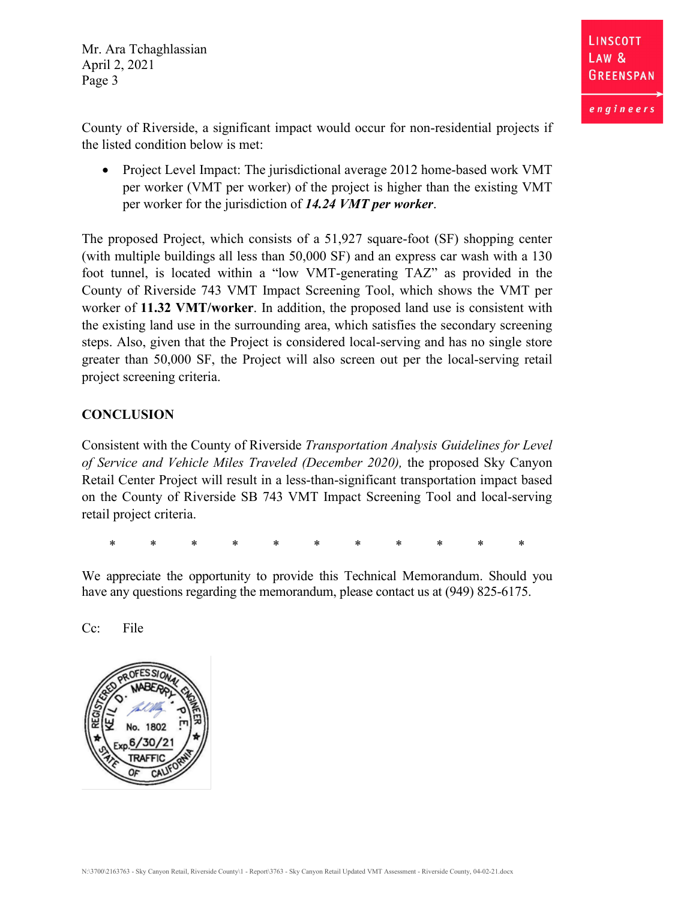County of Riverside, a significant impact would occur for non-residential projects if the listed condition below is met:

- Project Level Impact: The jurisdictional average 2012 home-based work VMT per worker (VMT per worker) of the project is higher than the existing VMT per worker for the jurisdiction of ***14.24 VMT per worker***.

The proposed Project, which consists of a 51,927 square-foot (SF) shopping center (with multiple buildings all less than 50,000 SF) and an express car wash with a 130 foot tunnel, is located within a "low VMT-generating TAZ" as provided in the County of Riverside 743 VMT Impact Screening Tool, which shows the VMT per worker of **11.32 VMT/worker**. In addition, the proposed land use is consistent with the existing land use in the surrounding area, which satisfies the secondary screening steps. Also, given that the Project is considered local-serving and has no single store greater than 50,000 SF, the Project will also screen out per the local-serving retail project screening criteria.

## CONCLUSION

Consistent with the County of Riverside *Transportation Analysis Guidelines for Level of Service and Vehicle Miles Traveled (December 2020),* the proposed Sky Canyon Retail Center Project will result in a less-than-significant transportation impact based on the County of Riverside SB 743 VMT Impact Screening Tool and local-serving retail project criteria.

\* \* \* \* \* \* \* \* \* \* \*

We appreciate the opportunity to provide this Technical Memorandum. Should you have any questions regarding the memorandum, please contact us at (949) 825-6175.

Cc: File

REGISTERED PROFESSIONAL ENGINEER
KEIL D. MABERRY, P.E.
No. 1802
Exp. 6/30/21
TRAFFIC
STATE OF CALIFORNIA